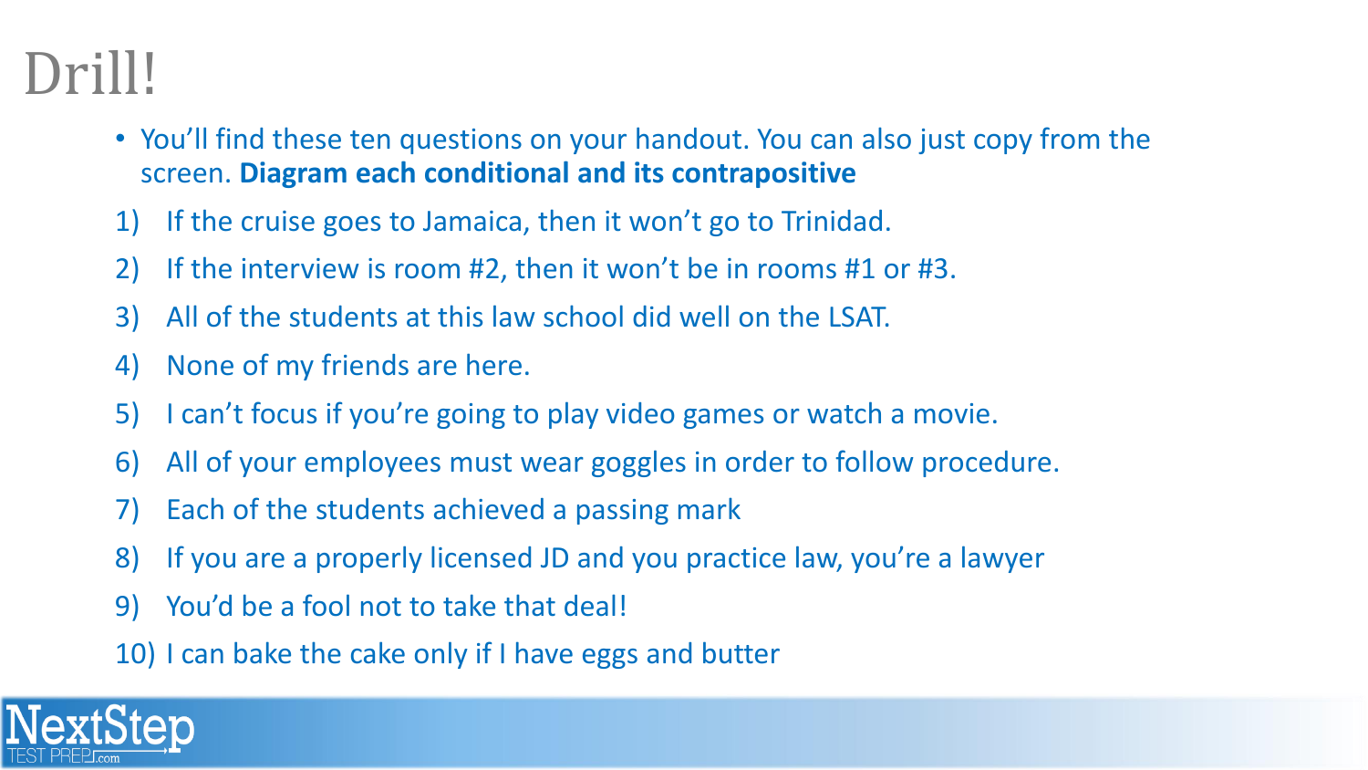# Drill!

- You'll find these ten questions on your handout. You can also just copy from the screen. **Diagram each conditional and its contrapositive**

1) If the cruise goes to Jamaica, then it won't go to Trinidad.
2) If the interview is room #2, then it won't be in rooms #1 or #3.
3) All of the students at this law school did well on the LSAT.
4) None of my friends are here.
5) I can't focus if you're going to play video games or watch a movie.
6) All of your employees must wear goggles in order to follow procedure.
7) Each of the students achieved a passing mark
8) If you are a properly licensed JD and you practice law, you're a lawyer
9) You'd be a fool not to take that deal!
10) I can bake the cake only if I have eggs and butter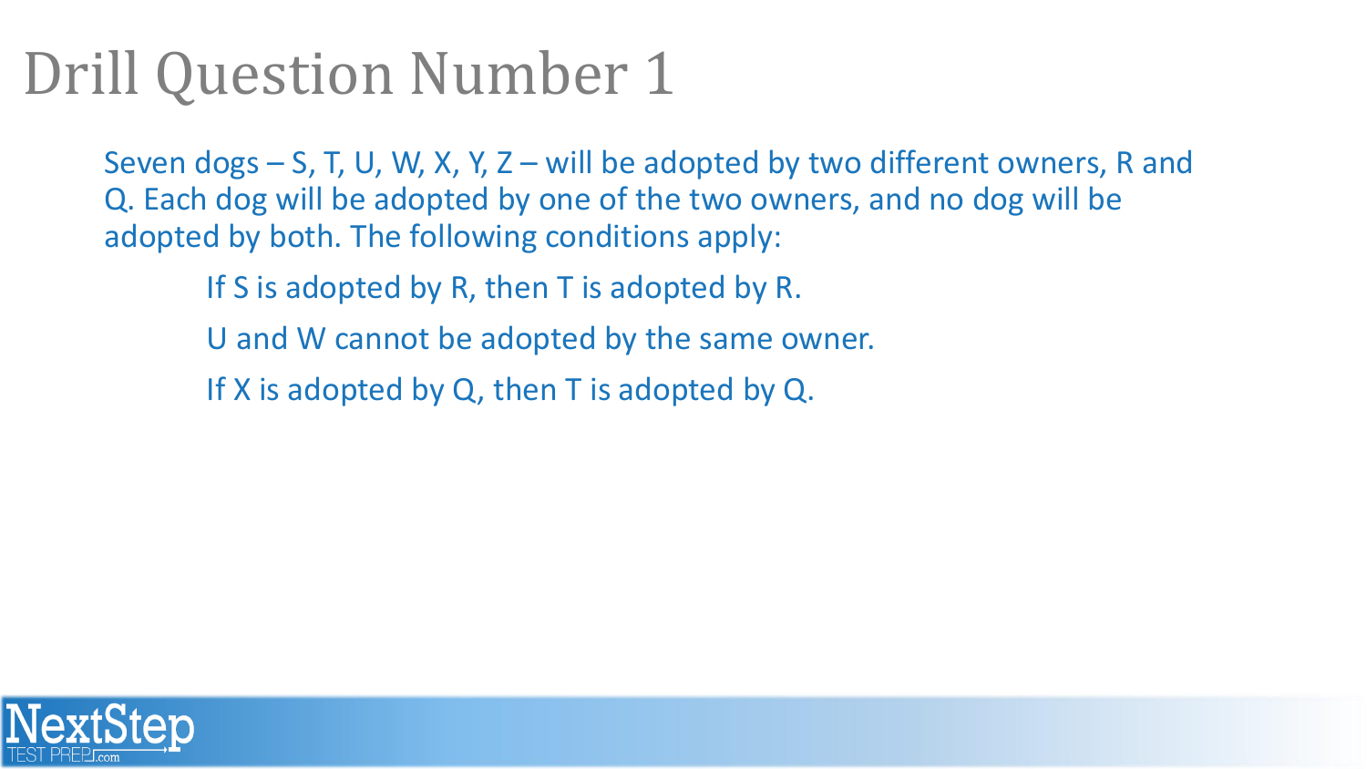# Drill Question Number 1

Seven dogs – S, T, U, W, X, Y, Z – will be adopted by two different owners, R and Q. Each dog will be adopted by one of the two owners, and no dog will be adopted by both. The following conditions apply:

> If S is adopted by R, then T is adopted by R.
>
> U and W cannot be adopted by the same owner.
>
> If X is adopted by Q, then T is adopted by Q.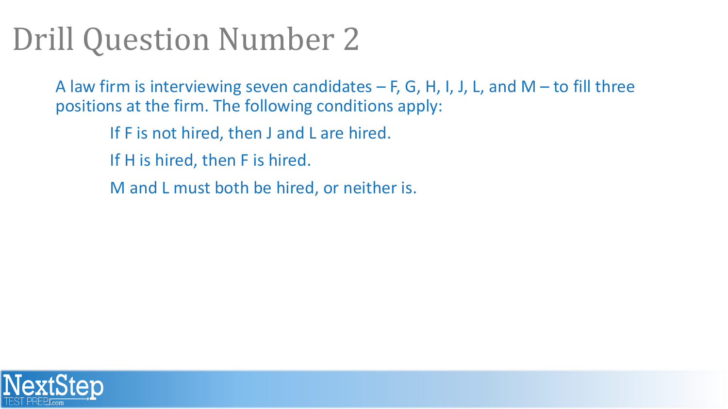# Drill Question Number 2

A law firm is interviewing seven candidates – F, G, H, I, J, L, and M – to fill three positions at the firm. The following conditions apply:

> If F is not hired, then J and L are hired.
>
> If H is hired, then F is hired.
>
> M and L must both be hired, or neither is.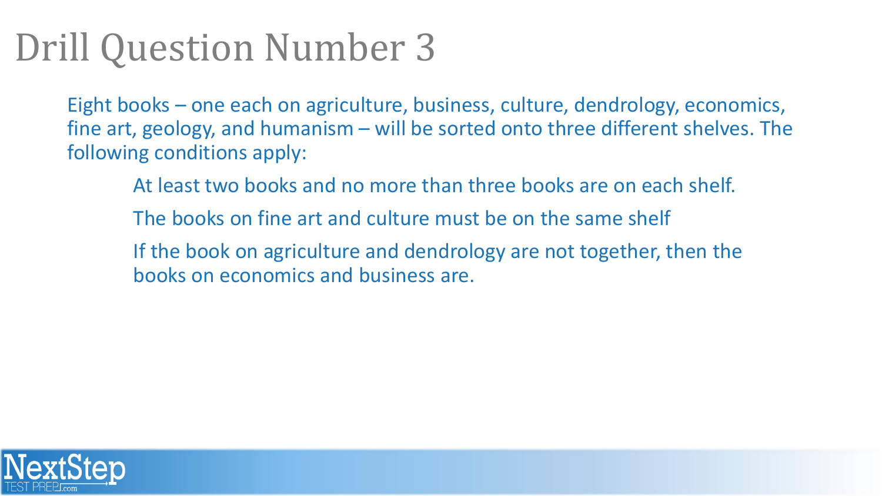# Drill Question Number 3

Eight books – one each on agriculture, business, culture, dendrology, economics, fine art, geology, and humanism – will be sorted onto three different shelves. The following conditions apply:

> At least two books and no more than three books are on each shelf.
>
> The books on fine art and culture must be on the same shelf
>
> If the book on agriculture and dendrology are not together, then the books on economics and business are.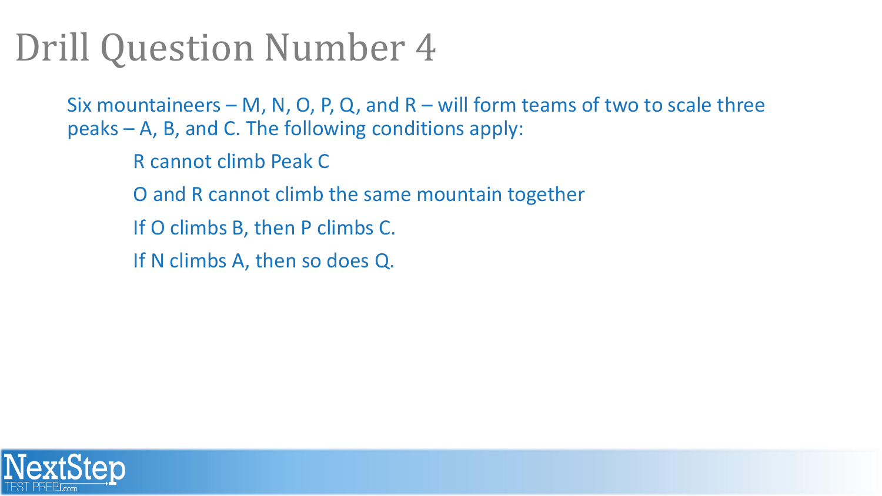# Drill Question Number 4

Six mountaineers – M, N, O, P, Q, and R – will form teams of two to scale three peaks – A, B, and C. The following conditions apply:

R cannot climb Peak C

O and R cannot climb the same mountain together

If O climbs B, then P climbs C.

If N climbs A, then so does Q.